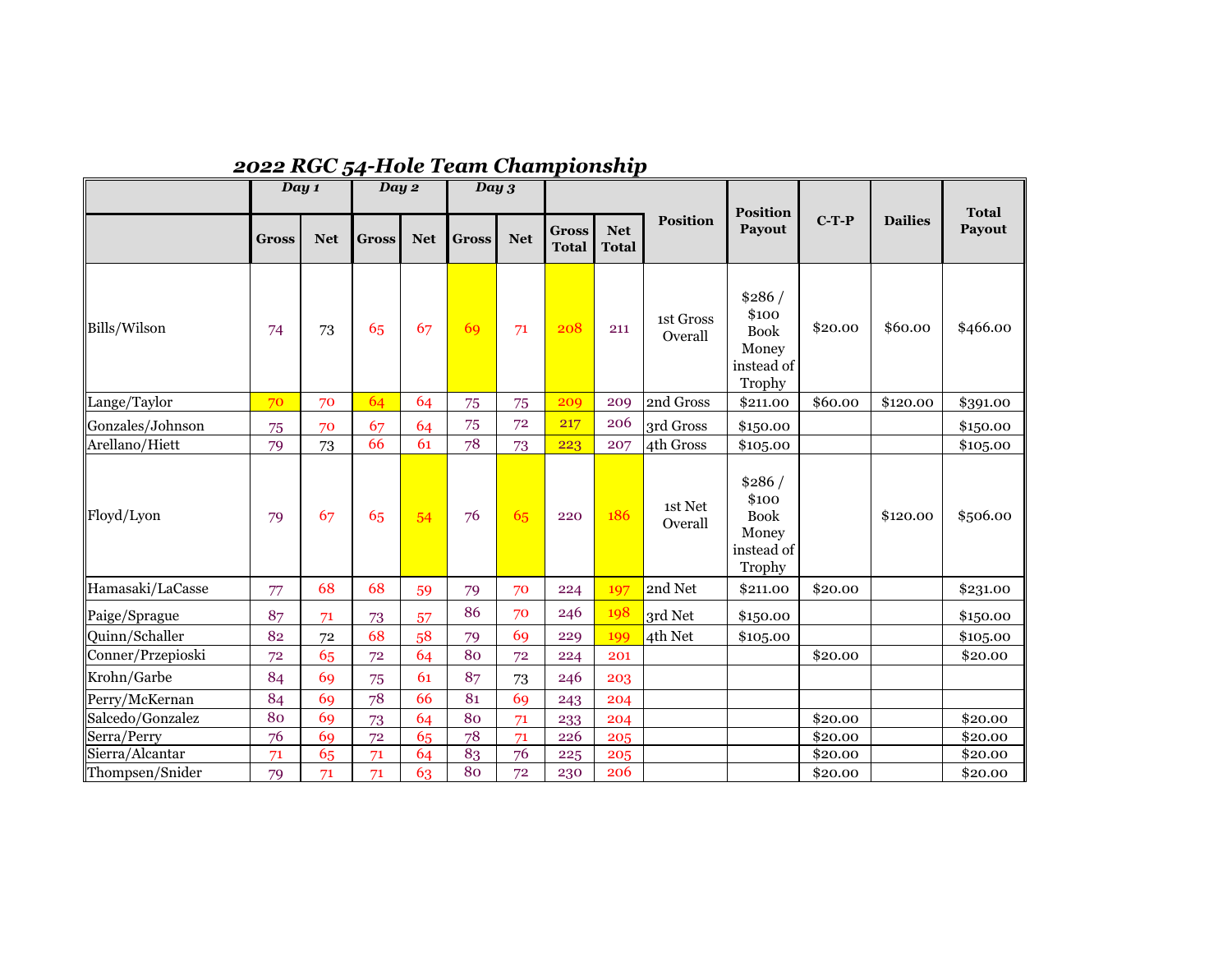## *2022 RGC 54-Hole Team Championship*

| | *Day 1* | | *Day 2* | | *Day 3* | | | | | | | | |
|---|---|---|---|---|---|---|---|---|---|---|---|---|---|
| | **Gross** | **Net** | **Gross** | **Net** | **Gross** | **Net** | **Gross Total** | **Net Total** | **Position** | **Position Payout** | **C-T-P** | **Dailies** | **Total Payout** |
| Bills/Wilson | 74 | 73 | 65 | 67 | 69 | 71 | 208 | 211 | 1st Gross Overall | $286 / $100 Book Money instead of Trophy | $20.00 | $60.00 | $466.00 |
| Lange/Taylor | 70 | 70 | 64 | 64 | 75 | 75 | 209 | 209 | 2nd Gross | $211.00 | $60.00 | $120.00 | $391.00 |
| Gonzales/Johnson | 75 | 70 | 67 | 64 | 75 | 72 | 217 | 206 | 3rd Gross | $150.00 | | | $150.00 |
| Arellano/Hiett | 79 | 73 | 66 | 61 | 78 | 73 | 223 | 207 | 4th Gross | $105.00 | | | $105.00 |
| Floyd/Lyon | 79 | 67 | 65 | 54 | 76 | 65 | 220 | 186 | 1st Net Overall | $286 / $100 Book Money instead of Trophy | | $120.00 | $506.00 |
| Hamasaki/LaCasse | 77 | 68 | 68 | 59 | 79 | 70 | 224 | 197 | 2nd Net | $211.00 | $20.00 | | $231.00 |
| Paige/Sprague | 87 | 71 | 73 | 57 | 86 | 70 | 246 | 198 | 3rd Net | $150.00 | | | $150.00 |
| Quinn/Schaller | 82 | 72 | 68 | 58 | 79 | 69 | 229 | 199 | 4th Net | $105.00 | | | $105.00 |
| Conner/Przepioski | 72 | 65 | 72 | 64 | 80 | 72 | 224 | 201 | | | $20.00 | | $20.00 |
| Krohn/Garbe | 84 | 69 | 75 | 61 | 87 | 73 | 246 | 203 | | | | | |
| Perry/McKernan | 84 | 69 | 78 | 66 | 81 | 69 | 243 | 204 | | | | | |
| Salcedo/Gonzalez | 80 | 69 | 73 | 64 | 80 | 71 | 233 | 204 | | | $20.00 | | $20.00 |
| Serra/Perry | 76 | 69 | 72 | 65 | 78 | 71 | 226 | 205 | | | $20.00 | | $20.00 |
| Sierra/Alcantar | 71 | 65 | 71 | 64 | 83 | 76 | 225 | 205 | | | $20.00 | | $20.00 |
| Thompsen/Snider | 79 | 71 | 71 | 63 | 80 | 72 | 230 | 206 | | | $20.00 | | $20.00 |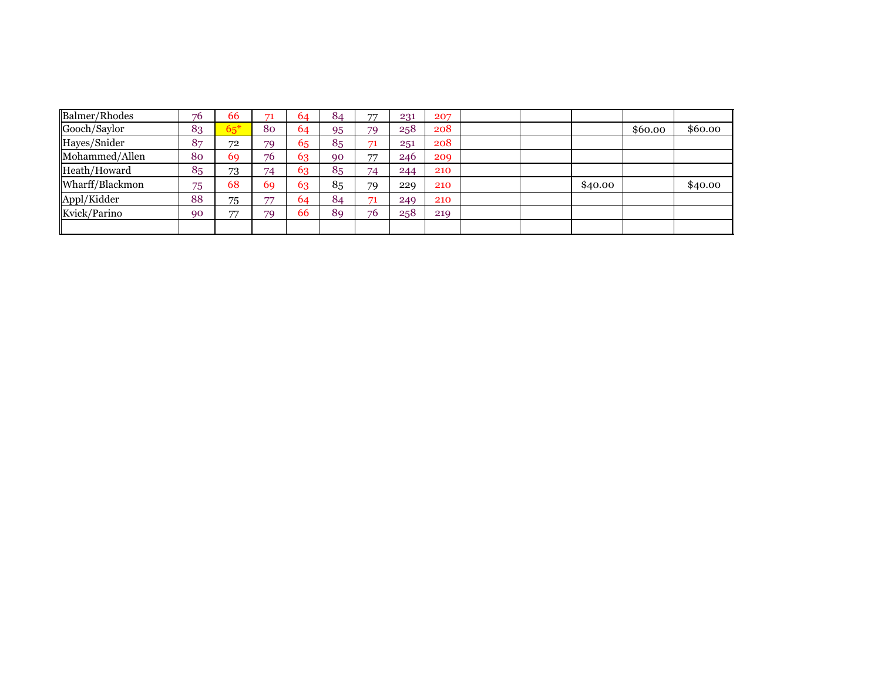| | | | | | | | | | | | | | |
|---|---|---|---|---|---|---|---|---|---|---|---|---|---|
| Balmer/Rhodes | 76 | 66 | 71 | 64 | 84 | 77 | 231 | 207 | | | | | |
| Gooch/Saylor | 83 | 65* | 80 | 64 | 95 | 79 | 258 | 208 | | | | $60.00 | $60.00 |
| Hayes/Snider | 87 | 72 | 79 | 65 | 85 | 71 | 251 | 208 | | | | | |
| Mohammed/Allen | 80 | 69 | 76 | 63 | 90 | 77 | 246 | 209 | | | | | |
| Heath/Howard | 85 | 73 | 74 | 63 | 85 | 74 | 244 | 210 | | | | | |
| Wharff/Blackmon | 75 | 68 | 69 | 63 | 85 | 79 | 229 | 210 | | | $40.00 | | $40.00 |
| Appl/Kidder | 88 | 75 | 77 | 64 | 84 | 71 | 249 | 210 | | | | | |
| Kvick/Parino | 90 | 77 | 79 | 66 | 89 | 76 | 258 | 219 | | | | | |
| | | | | | | | | | | | | | |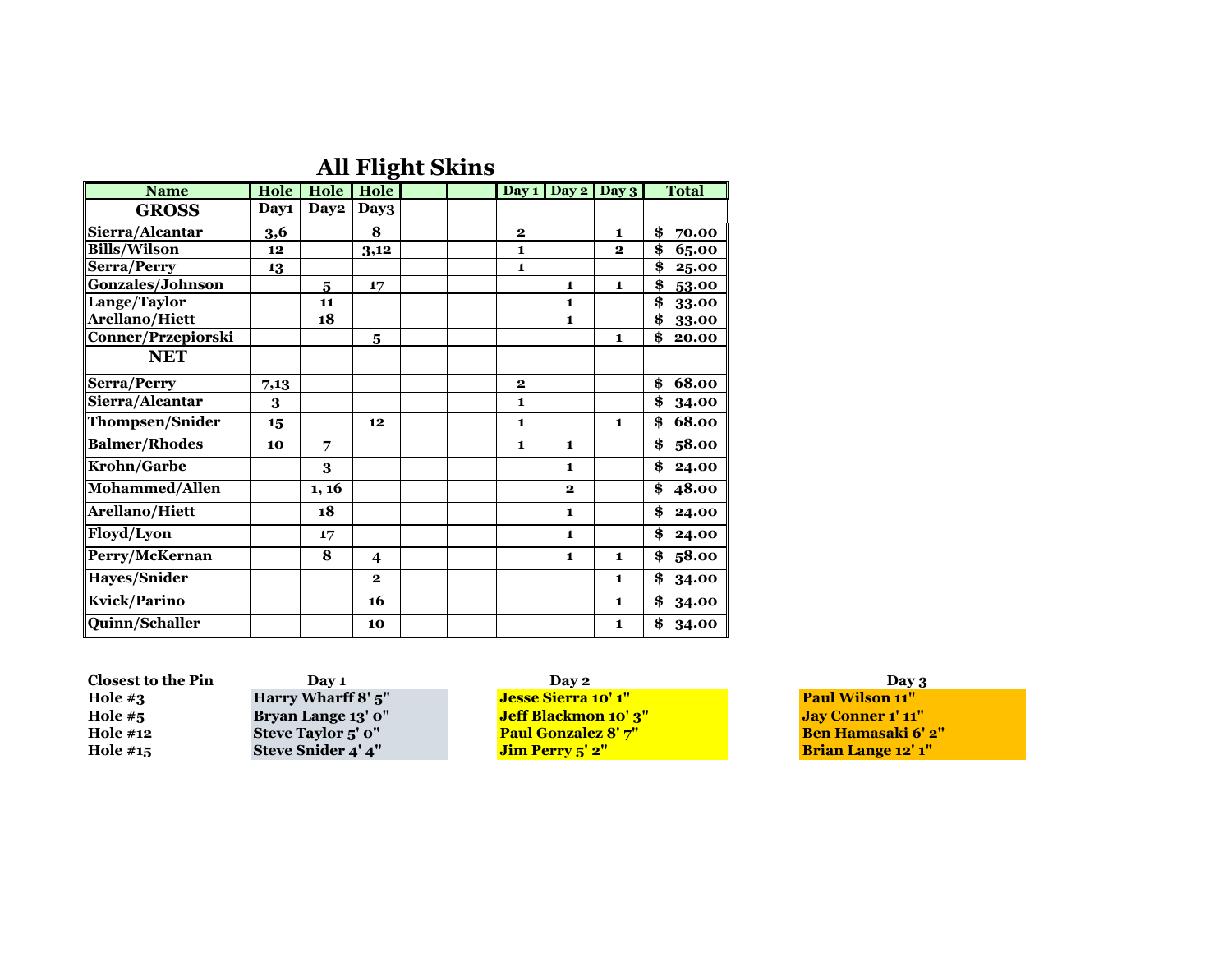# All Flight Skins

| Name | Hole | Hole | Hole | | | Day 1 | Day 2 | Day 3 | Total |
|---|---|---|---|---|---|---|---|---|---|
| **GROSS** | Day1 | Day2 | Day3 | | | | | | |
| Sierra/Alcantar | 3,6 | | 8 | | | 2 | | 1 | $ 70.00 |
| Bills/Wilson | 12 | | 3,12 | | | 1 | | 2 | $ 65.00 |
| Serra/Perry | 13 | | | | | 1 | | | $ 25.00 |
| Gonzales/Johnson | | 5 | 17 | | | | 1 | 1 | $ 53.00 |
| Lange/Taylor | | 11 | | | | | 1 | | $ 33.00 |
| Arellano/Hiett | | 18 | | | | | 1 | | $ 33.00 |
| Conner/Przepiorski | | | 5 | | | | | 1 | $ 20.00 |
| **NET** | | | | | | | | | |
| Serra/Perry | 7,13 | | | | | 2 | | | $ 68.00 |
| Sierra/Alcantar | 3 | | | | | 1 | | | $ 34.00 |
| Thompsen/Snider | 15 | | 12 | | | 1 | | 1 | $ 68.00 |
| Balmer/Rhodes | 10 | 7 | | | | 1 | 1 | | $ 58.00 |
| Krohn/Garbe | | 3 | | | | | 1 | | $ 24.00 |
| Mohammed/Allen | | 1, 16 | | | | | 2 | | $ 48.00 |
| Arellano/Hiett | | 18 | | | | | 1 | | $ 24.00 |
| Floyd/Lyon | | 17 | | | | | 1 | | $ 24.00 |
| Perry/McKernan | | 8 | 4 | | | | 1 | 1 | $ 58.00 |
| Hayes/Snider | | | 2 | | | | | 1 | $ 34.00 |
| Kvick/Parino | | | 16 | | | | | 1 | $ 34.00 |
| Quinn/Schaller | | | 10 | | | | | 1 | $ 34.00 |

| Closest to the Pin | Day 1 | Day 2 | Day 3 |
|---|---|---|---|
| Hole #3 | Harry Wharff 8' 5" | Jesse Sierra 10' 1" | Paul Wilson 11" |
| Hole #5 | Bryan Lange 13' 0" | Jeff Blackmon 10' 3" | Jay Conner 1' 11" |
| Hole #12 | Steve Taylor 5' 0" | Paul Gonzalez 8' 7" | Ben Hamasaki 6' 2" |
| Hole #15 | Steve Snider 4' 4" | Jim Perry 5' 2" | Brian Lange 12' 1" |